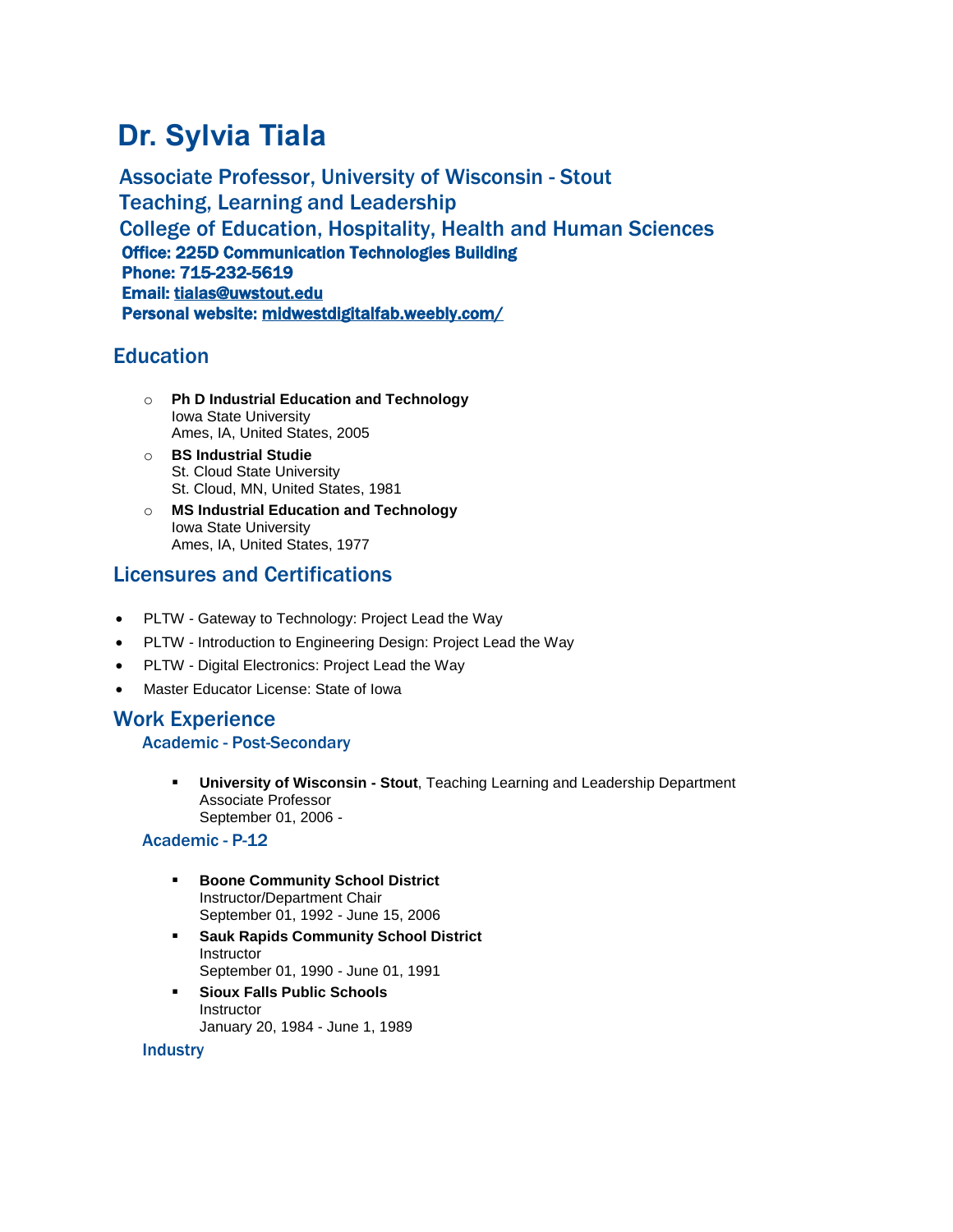# Dr. Sylvia Tiala

## Associate Professor, University of Wisconsin - Stout
## Teaching, Learning and Leadership
## College of Education, Hospitality, Health and Human Sciences

**Office: 225D Communication Technologies Building**
**Phone: 715-232-5619**
**Email: tialas@uwstout.edu**
**Personal website: midwestdigitalfab.weebly.com/**

## Education

- **Ph D Industrial Education and Technology**
  Iowa State University
  Ames, IA, United States, 2005
- **BS Industrial Studie**
  St. Cloud State University
  St. Cloud, MN, United States, 1981
- **MS Industrial Education and Technology**
  Iowa State University
  Ames, IA, United States, 1977

## Licensures and Certifications

- PLTW - Gateway to Technology: Project Lead the Way
- PLTW - Introduction to Engineering Design: Project Lead the Way
- PLTW - Digital Electronics: Project Lead the Way
- Master Educator License: State of Iowa

## Work Experience

### Academic - Post-Secondary

- **University of Wisconsin - Stout**, Teaching Learning and Leadership Department
  Associate Professor
  September 01, 2006 -

### Academic - P-12

- **Boone Community School District**
  Instructor/Department Chair
  September 01, 1992 - June 15, 2006
- **Sauk Rapids Community School District**
  Instructor
  September 01, 1990 - June 01, 1991
- **Sioux Falls Public Schools**
  Instructor
  January 20, 1984 - June 1, 1989

### Industry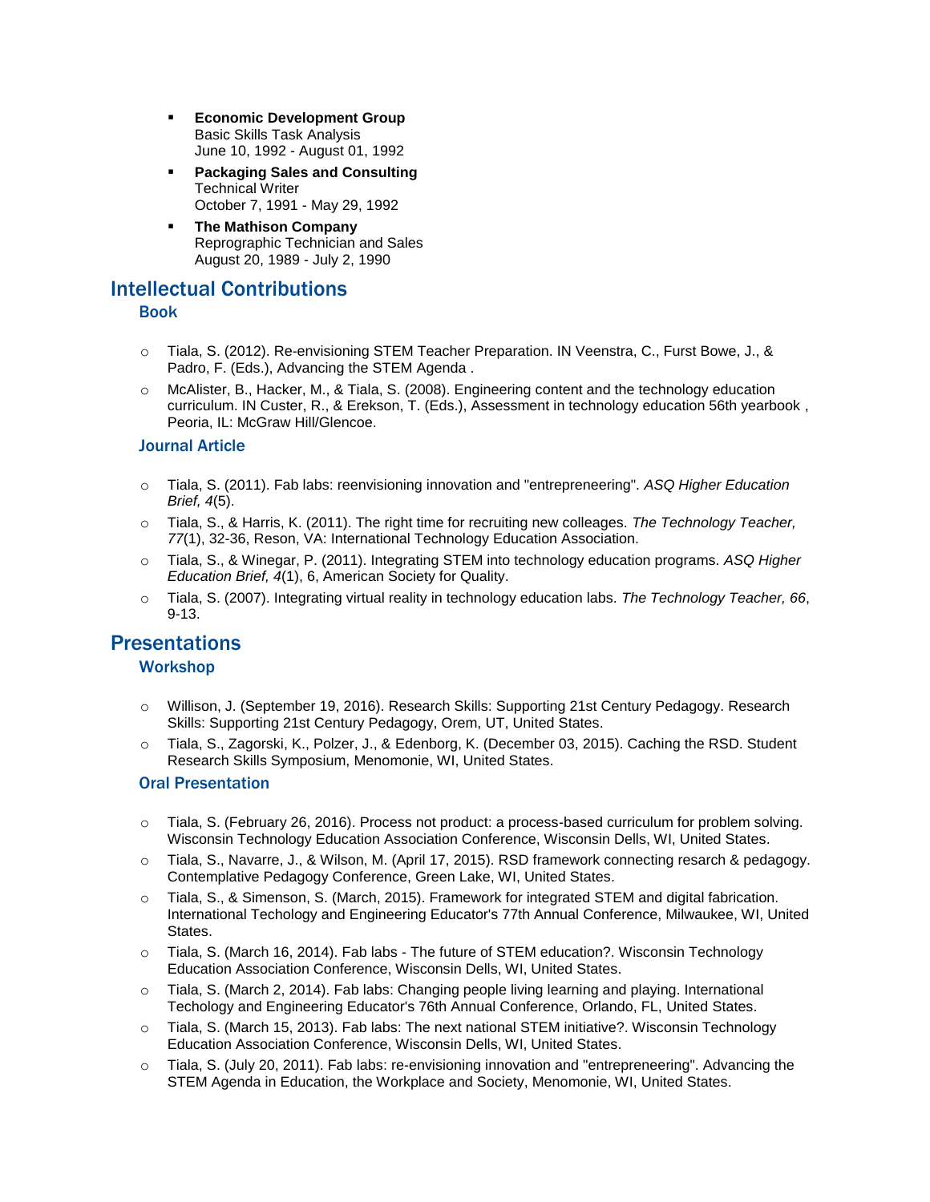- **Economic Development Group**
  Basic Skills Task Analysis
  June 10, 1992 - August 01, 1992
- **Packaging Sales and Consulting**
  Technical Writer
  October 7, 1991 - May 29, 1992
- **The Mathison Company**
  Reprographic Technician and Sales
  August 20, 1989 - July 2, 1990

## Intellectual Contributions

### Book

- Tiala, S. (2012). Re-envisioning STEM Teacher Preparation. IN Veenstra, C., Furst Bowe, J., & Padro, F. (Eds.), Advancing the STEM Agenda .
- McAlister, B., Hacker, M., & Tiala, S. (2008). Engineering content and the technology education curriculum. IN Custer, R., & Erekson, T. (Eds.), Assessment in technology education 56th yearbook , Peoria, IL: McGraw Hill/Glencoe.

### Journal Article

- Tiala, S. (2011). Fab labs: reenvisioning innovation and "entrepreneering". *ASQ Higher Education Brief, 4*(5).
- Tiala, S., & Harris, K. (2011). The right time for recruiting new colleages. *The Technology Teacher, 77*(1), 32-36, Reson, VA: International Technology Education Association.
- Tiala, S., & Winegar, P. (2011). Integrating STEM into technology education programs. *ASQ Higher Education Brief, 4*(1), 6, American Society for Quality.
- Tiala, S. (2007). Integrating virtual reality in technology education labs. *The Technology Teacher, 66*, 9-13.

## Presentations

### Workshop

- Willison, J. (September 19, 2016). Research Skills: Supporting 21st Century Pedagogy. Research Skills: Supporting 21st Century Pedagogy, Orem, UT, United States.
- Tiala, S., Zagorski, K., Polzer, J., & Edenborg, K. (December 03, 2015). Caching the RSD. Student Research Skills Symposium, Menomonie, WI, United States.

### Oral Presentation

- Tiala, S. (February 26, 2016). Process not product: a process-based curriculum for problem solving. Wisconsin Technology Education Association Conference, Wisconsin Dells, WI, United States.
- Tiala, S., Navarre, J., & Wilson, M. (April 17, 2015). RSD framework connecting resarch & pedagogy. Contemplative Pedagogy Conference, Green Lake, WI, United States.
- Tiala, S., & Simenson, S. (March, 2015). Framework for integrated STEM and digital fabrication. International Techology and Engineering Educator's 77th Annual Conference, Milwaukee, WI, United States.
- Tiala, S. (March 16, 2014). Fab labs - The future of STEM education?. Wisconsin Technology Education Association Conference, Wisconsin Dells, WI, United States.
- Tiala, S. (March 2, 2014). Fab labs: Changing people living learning and playing. International Techology and Engineering Educator's 76th Annual Conference, Orlando, FL, United States.
- Tiala, S. (March 15, 2013). Fab labs: The next national STEM initiative?. Wisconsin Technology Education Association Conference, Wisconsin Dells, WI, United States.
- Tiala, S. (July 20, 2011). Fab labs: re-envisioning innovation and "entrepreneering". Advancing the STEM Agenda in Education, the Workplace and Society, Menomonie, WI, United States.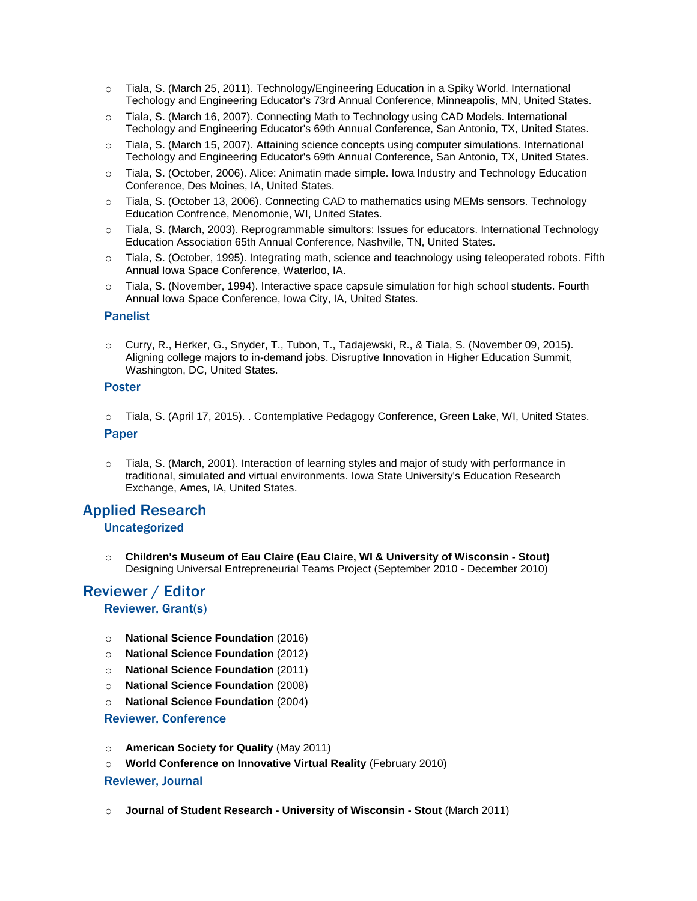- Tiala, S. (March 25, 2011). Technology/Engineering Education in a Spiky World. International Techology and Engineering Educator's 73rd Annual Conference, Minneapolis, MN, United States.
- Tiala, S. (March 16, 2007). Connecting Math to Technology using CAD Models. International Techology and Engineering Educator's 69th Annual Conference, San Antonio, TX, United States.
- Tiala, S. (March 15, 2007). Attaining science concepts using computer simulations. International Techology and Engineering Educator's 69th Annual Conference, San Antonio, TX, United States.
- Tiala, S. (October, 2006). Alice: Animatin made simple. Iowa Industry and Technology Education Conference, Des Moines, IA, United States.
- Tiala, S. (October 13, 2006). Connecting CAD to mathematics using MEMs sensors. Technology Education Confrence, Menomonie, WI, United States.
- Tiala, S. (March, 2003). Reprogrammable simultors: Issues for educators. International Technology Education Association 65th Annual Conference, Nashville, TN, United States.
- Tiala, S. (October, 1995). Integrating math, science and teachnology using teleoperated robots. Fifth Annual Iowa Space Conference, Waterloo, IA.
- Tiala, S. (November, 1994). Interactive space capsule simulation for high school students. Fourth Annual Iowa Space Conference, Iowa City, IA, United States.

### Panelist

- Curry, R., Herker, G., Snyder, T., Tubon, T., Tadajewski, R., & Tiala, S. (November 09, 2015). Aligning college majors to in-demand jobs. Disruptive Innovation in Higher Education Summit, Washington, DC, United States.

### Poster

- Tiala, S. (April 17, 2015). . Contemplative Pedagogy Conference, Green Lake, WI, United States.

### Paper

- Tiala, S. (March, 2001). Interaction of learning styles and major of study with performance in traditional, simulated and virtual environments. Iowa State University's Education Research Exchange, Ames, IA, United States.

## Applied Research

### Uncategorized

- **Children's Museum of Eau Claire (Eau Claire, WI & University of Wisconsin - Stout)** Designing Universal Entrepreneurial Teams Project (September 2010 - December 2010)

## Reviewer / Editor

### Reviewer, Grant(s)

- **National Science Foundation** (2016)
- **National Science Foundation** (2012)
- **National Science Foundation** (2011)
- **National Science Foundation** (2008)
- **National Science Foundation** (2004)

### Reviewer, Conference

- **American Society for Quality** (May 2011)
- **World Conference on Innovative Virtual Reality** (February 2010)

### Reviewer, Journal

- **Journal of Student Research - University of Wisconsin - Stout** (March 2011)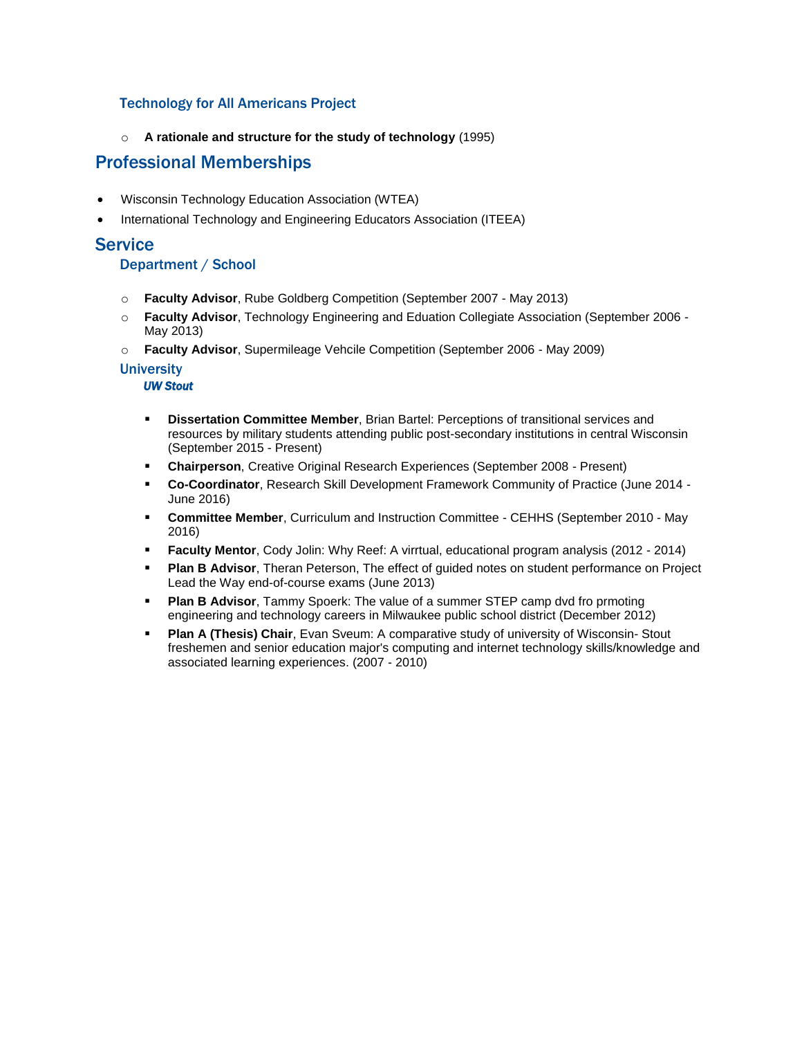### Technology for All Americans Project

- **A rationale and structure for the study of technology** (1995)

## Professional Memberships

- Wisconsin Technology Education Association (WTEA)
- International Technology and Engineering Educators Association (ITEEA)

## Service

### Department / School

- **Faculty Advisor**, Rube Goldberg Competition (September 2007 - May 2013)
- **Faculty Advisor**, Technology Engineering and Eduation Collegiate Association (September 2006 - May 2013)
- **Faculty Advisor**, Supermileage Vehcile Competition (September 2006 - May 2009)

### University

#### *UW Stout*

- **Dissertation Committee Member**, Brian Bartel: Perceptions of transitional services and resources by military students attending public post-secondary institutions in central Wisconsin (September 2015 - Present)
- **Chairperson**, Creative Original Research Experiences (September 2008 - Present)
- **Co-Coordinator**, Research Skill Development Framework Community of Practice (June 2014 - June 2016)
- **Committee Member**, Curriculum and Instruction Committee - CEHHS (September 2010 - May 2016)
- **Faculty Mentor**, Cody Jolin: Why Reef: A virrtual, educational program analysis (2012 - 2014)
- **Plan B Advisor**, Theran Peterson, The effect of guided notes on student performance on Project Lead the Way end-of-course exams (June 2013)
- **Plan B Advisor**, Tammy Spoerk: The value of a summer STEP camp dvd fro prmoting engineering and technology careers in Milwaukee public school district (December 2012)
- **Plan A (Thesis) Chair**, Evan Sveum: A comparative study of university of Wisconsin- Stout freshemen and senior education major's computing and internet technology skills/knowledge and associated learning experiences. (2007 - 2010)